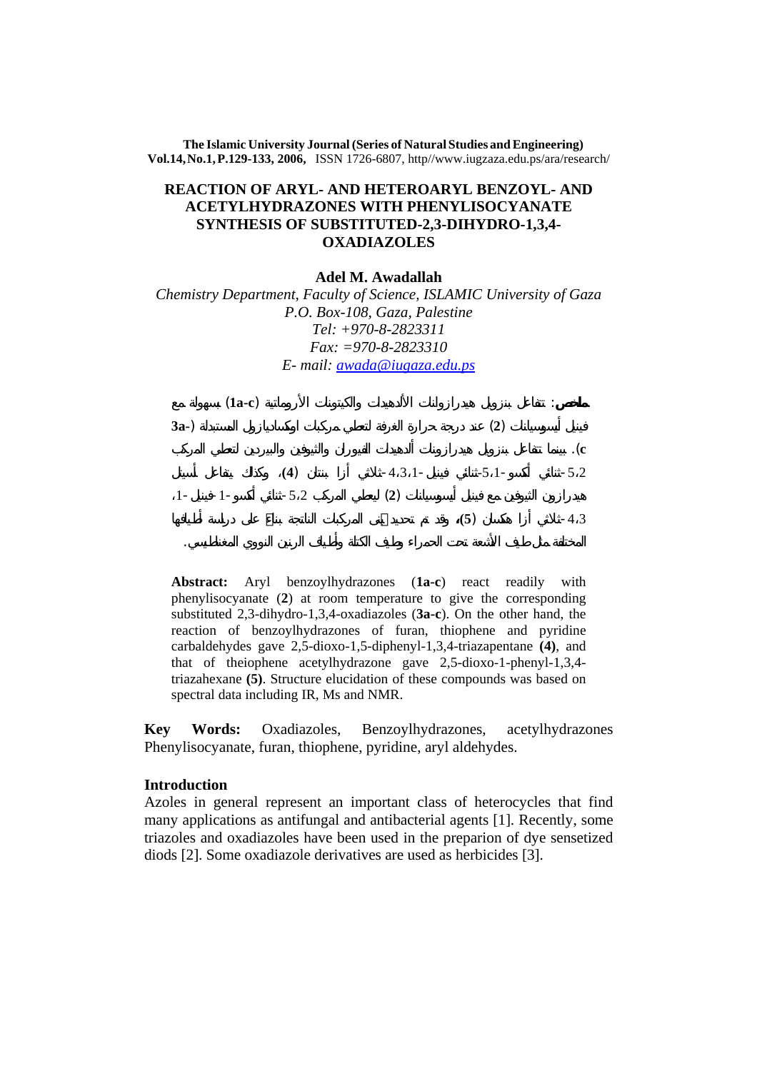**The Islamic University Journal (Series of Natural Studies and Engineering)**
**Vol.14, No.1, P.129-133, 2006,** ISSN 1726-6807, http//www.iugzaza.edu.ps/ara/research/

# REACTION OF ARYL- AND HETEROARYL BENZOYL- AND ACETYLHYDRAZONES WITH PHENYLISOCYANATE SYNTHESIS OF SUBSTITUTED-2,3-DIHYDRO-1,3,4-OXADIAZOLES

**Adel M. Awadallah**

*Chemistry Department, Faculty of Science, ISLAMIC University of Gaza*
*P.O. Box-108, Gaza, Palestine*
*Tel: +970-8-2823311*
*Fax: =970-8-2823310*
*E- mail: awada@iugaza.edu.ps*

**ملخص**: تتفاعل بنزويل هيدرازونات الألدهيدات والكيتونات الأروماتية (**1a-c**) بسهولة مع فينيل أيسوسيانات (**2**) عند درجة حرارة الغرفة لتعطي مركبات اوكساديازول المستبدلة (**3a-c**). بينما تتفاعل بنزويل هيدرازونات ألدهيدات الفيوران والثيوفين والبيريدين لتعطي المركب 2،5-ثنائي أكسو-1،5-ثنائي فينيل-1،3،4-ثلاثي أزا بنتان (**4**)، وكذلك يتفاعل أسيتيل هيدرازون الثيوفين مع فينيل أيسوسيانات (**2**) ليعطي المركب 2،5-ثنائي أكسو-1-فينيل-1، 3،4-ثلاثي أزا هكسان (**5**)، وقد تم تحديد بنى المركبات الناتجة بناءً على دراسة أطيافها المختلفة مثل طيف الأشعة تحت الحمراء وطيف الكتلة وأطياف الرنين النووي المغناطيسي.

**Abstract:** Aryl benzoylhydrazones (**1a-c**) react readily with phenylisocyanate (**2**) at room temperature to give the corresponding substituted 2,3-dihydro-1,3,4-oxadiazoles (**3a-c**). On the other hand, the reaction of benzoylhydrazones of furan, thiophene and pyridine carbaldehydes gave 2,5-dioxo-1,5-diphenyl-1,3,4-triazapentane **(4)**, and that of theiophene acetylhydrazone gave 2,5-dioxo-1-phenyl-1,3,4-triazahexane **(5)**. Structure elucidation of these compounds was based on spectral data including IR, Ms and NMR.

**Key Words:** Oxadiazoles, Benzoylhydrazones, acetylhydrazones Phenylisocyanate, furan, thiophene, pyridine, aryl aldehydes.

## Introduction

Azoles in general represent an important class of heterocycles that find many applications as antifungal and antibacterial agents [1]. Recently, some triazoles and oxadiazoles have been used in the preparion of dye sensetized diods [2]. Some oxadiazole derivatives are used as herbicides [3].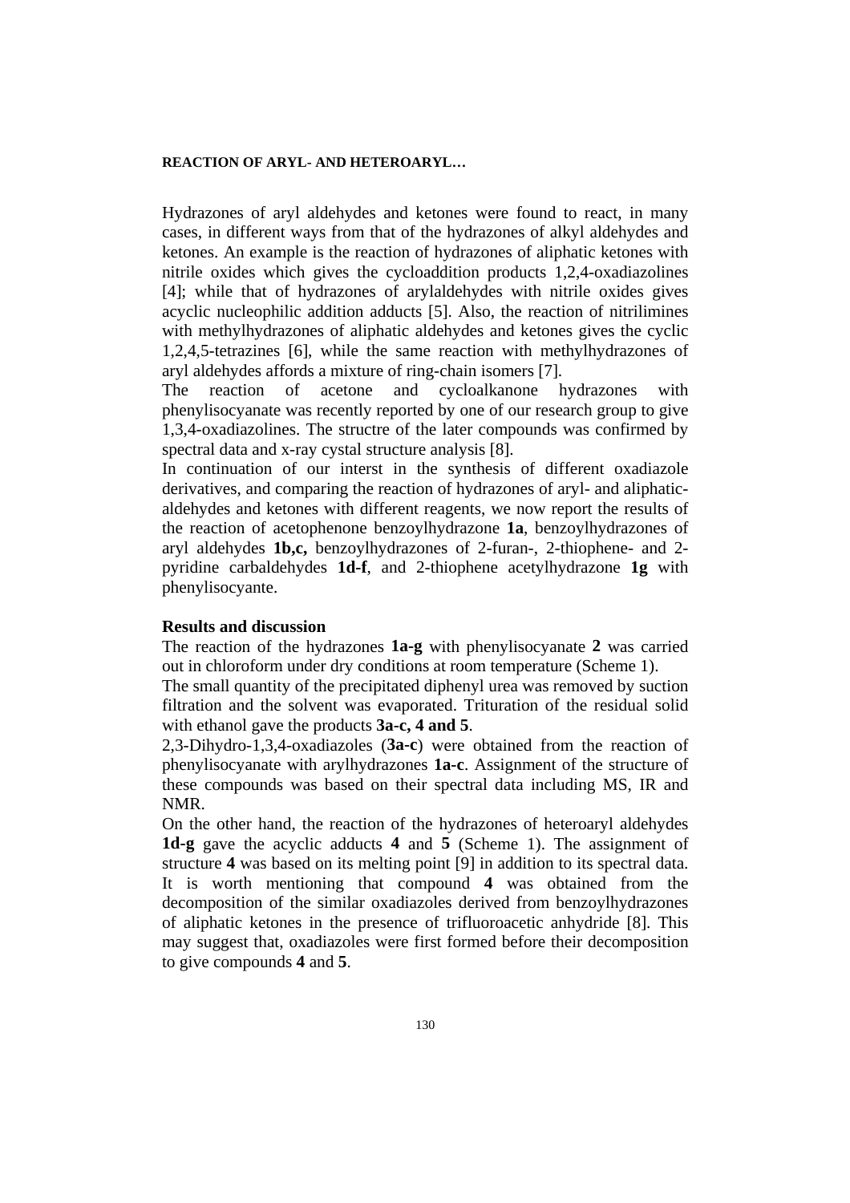Hydrazones of aryl aldehydes and ketones were found to react, in many cases, in different ways from that of the hydrazones of alkyl aldehydes and ketones. An example is the reaction of hydrazones of aliphatic ketones with nitrile oxides which gives the cycloaddition products 1,2,4-oxadiazolines [4]; while that of hydrazones of arylaldehydes with nitrile oxides gives acyclic nucleophilic addition adducts [5]. Also, the reaction of nitrilimines with methylhydrazones of aliphatic aldehydes and ketones gives the cyclic 1,2,4,5-tetrazines [6], while the same reaction with methylhydrazones of aryl aldehydes affords a mixture of ring-chain isomers [7].

The reaction of acetone and cycloalkanone hydrazones with phenylisocyanate was recently reported by one of our research group to give 1,3,4-oxadiazolines. The structre of the later compounds was confirmed by spectral data and x-ray cystal structure analysis [8].

In continuation of our interst in the synthesis of different oxadiazole derivatives, and comparing the reaction of hydrazones of aryl- and aliphatic-aldehydes and ketones with different reagents, we now report the results of the reaction of acetophenone benzoylhydrazone **1a**, benzoylhydrazones of aryl aldehydes **1b,c,** benzoylhydrazones of 2-furan-, 2-thiophene- and 2-pyridine carbaldehydes **1d-f**, and 2-thiophene acetylhydrazone **1g** with phenylisocyante.

## Results and discussion

The reaction of the hydrazones **1a-g** with phenylisocyanate **2** was carried out in chloroform under dry conditions at room temperature (Scheme 1).

The small quantity of the precipitated diphenyl urea was removed by suction filtration and the solvent was evaporated. Trituration of the residual solid with ethanol gave the products **3a-c, 4 and 5**.

2,3-Dihydro-1,3,4-oxadiazoles (**3a-c**) were obtained from the reaction of phenylisocyanate with arylhydrazones **1a-c**. Assignment of the structure of these compounds was based on their spectral data including MS, IR and NMR.

On the other hand, the reaction of the hydrazones of heteroaryl aldehydes **1d-g** gave the acyclic adducts **4** and **5** (Scheme 1). The assignment of structure **4** was based on its melting point [9] in addition to its spectral data. It is worth mentioning that compound **4** was obtained from the decomposition of the similar oxadiazoles derived from benzoylhydrazones of aliphatic ketones in the presence of trifluoroacetic anhydride [8]. This may suggest that, oxadiazoles were first formed before their decomposition to give compounds **4** and **5**.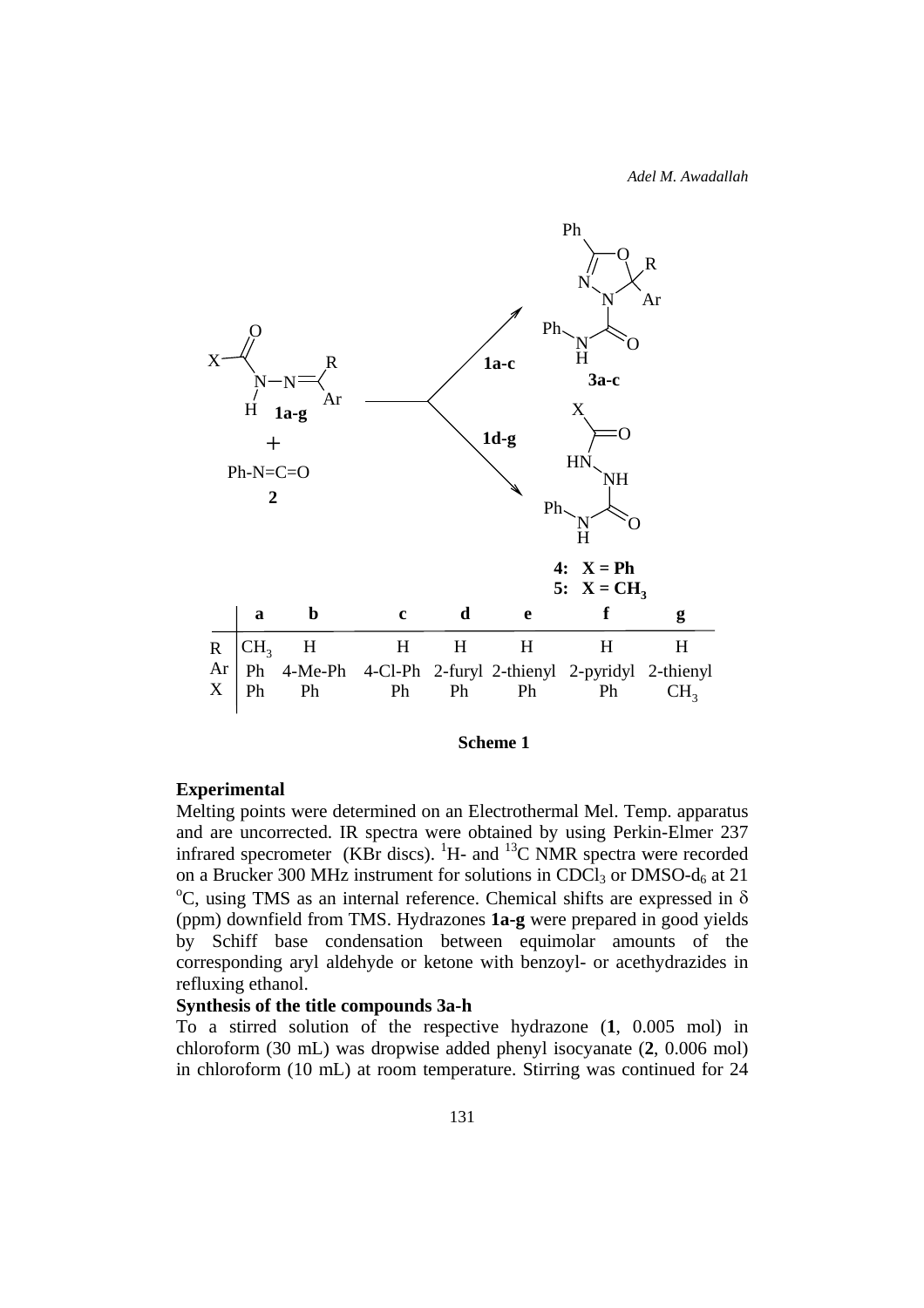| | a | b | c | d | e | f | g |
|---|---|---|---|---|---|---|---|
| R | $CH_3$ | H | H | H | H | H | H |
| Ar | Ph | 4-Me-Ph | 4-Cl-Ph | 2-furyl | 2-thienyl | 2-pyridyl | 2-thienyl |
| X | Ph | Ph | Ph | Ph | Ph | Ph | $CH_3$ |

**Scheme 1**

**Experimental**

Melting points were determined on an Electrothermal Mel. Temp. apparatus and are uncorrected. IR spectra were obtained by using Perkin-Elmer 237 infrared specrometer (KBr discs). $^1$H- and $^{13}$C NMR spectra were recorded on a Brucker 300 MHz instrument for solutions in $CDCl_3$ or DMSO-$d_6$ at 21 $^o$C, using TMS as an internal reference. Chemical shifts are expressed in $\delta$ (ppm) downfield from TMS. Hydrazones **1a-g** were prepared in good yields by Schiff base condensation between equimolar amounts of the corresponding aryl aldehyde or ketone with benzoyl- or acethydrazides in refluxing ethanol.

**Synthesis of the title compounds 3a-h**

To a stirred solution of the respective hydrazone (**1**, 0.005 mol) in chloroform (30 mL) was dropwise added phenyl isocyanate (**2**, 0.006 mol) in chloroform (10 mL) at room temperature. Stirring was continued for 24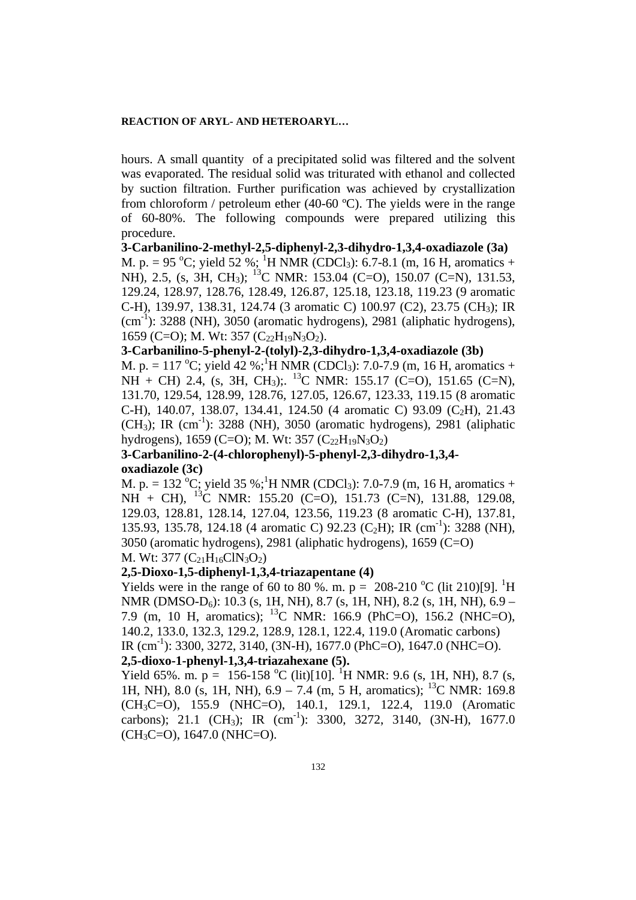hours. A small quantity of a precipitated solid was filtered and the solvent was evaporated. The residual solid was triturated with ethanol and collected by suction filtration. Further purification was achieved by crystallization from chloroform / petroleum ether (40-60 ºC). The yields were in the range of 60-80%. The following compounds were prepared utilizing this procedure.

**3-Carbanilino-2-methyl-2,5-diphenyl-2,3-dihydro-1,3,4-oxadiazole (3a)**

M. p. = 95 $^{o}$C; yield 52 %; $^{1}$H NMR ($CDCl_3$): 6.7-8.1 (m, 16 H, aromatics + NH), 2.5, (s, 3H, $CH_3$); $^{13}$C NMR: 153.04 (C=O), 150.07 (C=N), 131.53, 129.24, 128.97, 128.76, 128.49, 126.87, 125.18, 123.18, 119.23 (9 aromatic C-H), 139.97, 138.31, 124.74 (3 aromatic C) 100.97 (C2), 23.75 ($CH_3$); IR (cm$^{-1}$): 3288 (NH), 3050 (aromatic hydrogens), 2981 (aliphatic hydrogens), 1659 (C=O); M. Wt: 357 ($C_{22}H_{19}N_3O_2$).

**3-Carbanilino-5-phenyl-2-(tolyl)-2,3-dihydro-1,3,4-oxadiazole (3b)**

M. p. = 117 $^{o}$C; yield 42 %;$^{1}$H NMR ($CDCl_3$): 7.0-7.9 (m, 16 H, aromatics + NH + CH) 2.4, (s, 3H, $CH_3$);. $^{13}$C NMR: 155.17 (C=O), 151.65 (C=N), 131.70, 129.54, 128.99, 128.76, 127.05, 126.67, 123.33, 119.15 (8 aromatic C-H), 140.07, 138.07, 134.41, 124.50 (4 aromatic C) 93.09 ($C_2$H), 21.43 ($CH_3$); IR (cm$^{-1}$): 3288 (NH), 3050 (aromatic hydrogens), 2981 (aliphatic hydrogens), 1659 (C=O); M. Wt: 357 ($C_{22}H_{19}N_3O_2$)

**3-Carbanilino-2-(4-chlorophenyl)-5-phenyl-2,3-dihydro-1,3,4-oxadiazole (3c)**

M. p. = 132 $^{o}$C; yield 35 %;$^{1}$H NMR ($CDCl_3$): 7.0-7.9 (m, 16 H, aromatics + NH + CH), $^{13}$C NMR: 155.20 (C=O), 151.73 (C=N), 131.88, 129.08, 129.03, 128.81, 128.14, 127.04, 123.56, 119.23 (8 aromatic C-H), 137.81, 135.93, 135.78, 124.18 (4 aromatic C) 92.23 ($C_2$H); IR (cm$^{-1}$): 3288 (NH), 3050 (aromatic hydrogens), 2981 (aliphatic hydrogens), 1659 (C=O)
M. Wt: 377 ($C_{21}H_{16}ClN_3O_2$)

**2,5-Dioxo-1,5-diphenyl-1,3,4-triazapentane (4)**

Yields were in the range of 60 to 80 %. m. p = 208-210 $^{o}$C (lit 210)[9]. $^{1}$H NMR (DMSO-$D_6$): 10.3 (s, 1H, NH), 8.7 (s, 1H, NH), 8.2 (s, 1H, NH), 6.9 – 7.9 (m, 10 H, aromatics); $^{13}$C NMR: 166.9 (PhC=O), 156.2 (NHC=O), 140.2, 133.0, 132.3, 129.2, 128.9, 128.1, 122.4, 119.0 (Aromatic carbons)
IR (cm$^{-1}$): 3300, 3272, 3140, (3N-H), 1677.0 (PhC=O), 1647.0 (NHC=O).

**2,5-dioxo-1-phenyl-1,3,4-triazahexane (5).**

Yield 65%. m. p = 156-158 $^{o}$C (lit)[10]. $^{1}$H NMR: 9.6 (s, 1H, NH), 8.7 (s, 1H, NH), 8.0 (s, 1H, NH), 6.9 – 7.4 (m, 5 H, aromatics); $^{13}$C NMR: 169.8 ($CH_3$C=O), 155.9 (NHC=O), 140.1, 129.1, 122.4, 119.0 (Aromatic carbons); 21.1 ($CH_3$); IR (cm$^{-1}$): 3300, 3272, 3140, (3N-H), 1677.0 ($CH_3$C=O), 1647.0 (NHC=O).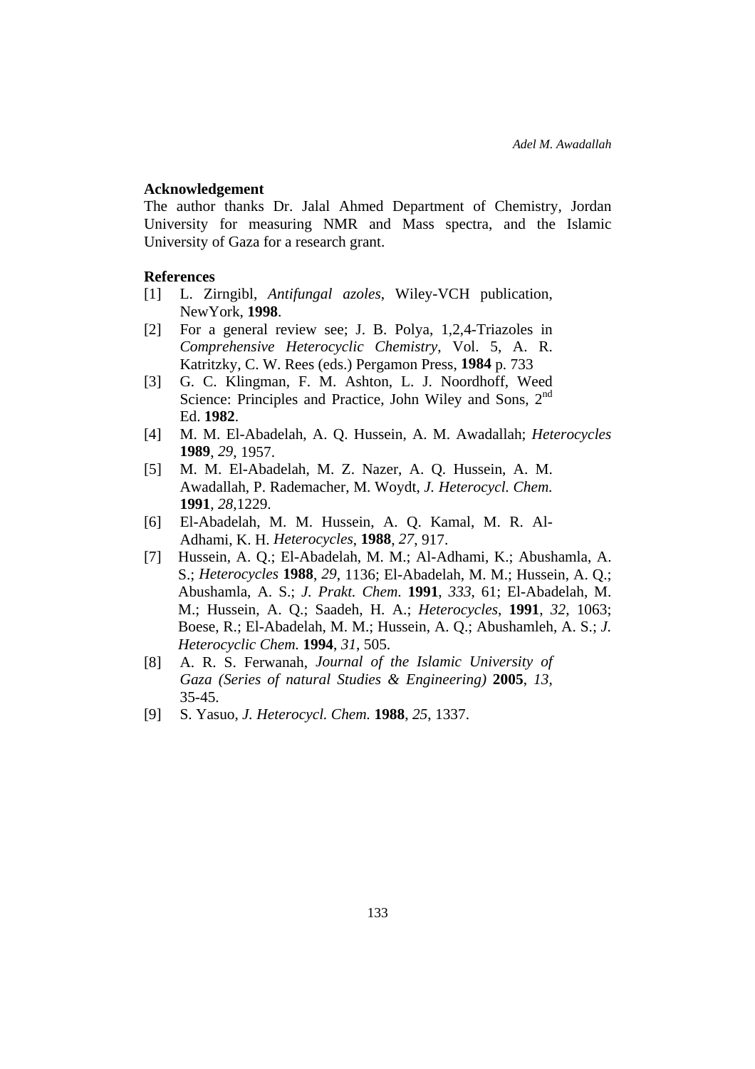## Acknowledgement

The author thanks Dr. Jalal Ahmed Department of Chemistry, Jordan University for measuring NMR and Mass spectra, and the Islamic University of Gaza for a research grant.

## References

[1] L. Zirngibl, *Antifungal azoles*, Wiley-VCH publication, NewYork, **1998**.

[2] For a general review see; J. B. Polya, 1,2,4-Triazoles in *Comprehensive Heterocyclic Chemistry*, Vol. 5, A. R. Katritzky, C. W. Rees (eds.) Pergamon Press, **1984** p. 733

[3] G. C. Klingman, F. M. Ashton, L. J. Noordhoff, Weed Science: Principles and Practice, John Wiley and Sons, 2nd Ed. **1982**.

[4] M. M. El-Abadelah, A. Q. Hussein, A. M. Awadallah; *Heterocycles* **1989**, *29*, 1957.

[5] M. M. El-Abadelah, M. Z. Nazer, A. Q. Hussein, A. M. Awadallah, P. Rademacher, M. Woydt, *J. Heterocycl. Chem.* **1991**, *28*,1229.

[6] El-Abadelah, M. M. Hussein, A. Q. Kamal, M. R. Al-Adhami, K. H. *Heterocycles*, **1988**, *27*, 917.

[7] Hussein, A. Q.; El-Abadelah, M. M.; Al-Adhami, K.; Abushamla, A. S.; *Heterocycles* **1988**, *29*, 1136; El-Abadelah, M. M.; Hussein, A. Q.; Abushamla, A. S.; *J. Prakt. Chem*. **1991**, *333*, 61; El-Abadelah, M. M.; Hussein, A. Q.; Saadeh, H. A.; *Heterocycles*, **1991**, *32*, 1063; Boese, R.; El-Abadelah, M. M.; Hussein, A. Q.; Abushamleh, A. S.; *J. Heterocyclic Chem.* **1994**, *31*, 505.

[8] A. R. S. Ferwanah, *Journal of the Islamic University of Gaza (Series of natural Studies & Engineering)* **2005**, *13*, 35-45.

[9] S. Yasuo, *J. Heterocycl. Chem.* **1988**, *25*, 1337.